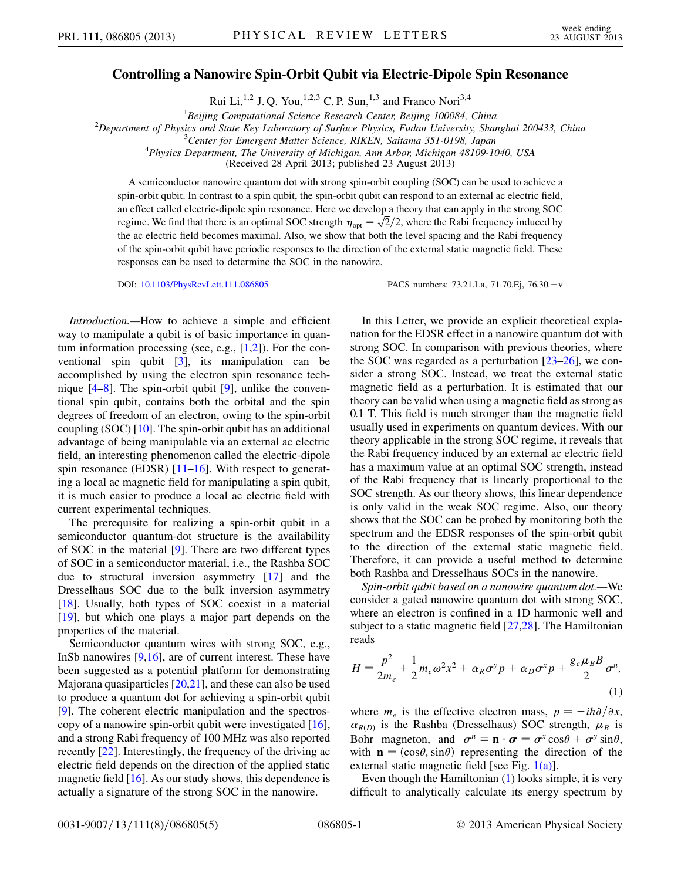# Controlling a Nanowire Spin-Orbit Qubit via Electric-Dipole Spin Resonance

Rui Li,[1,2] J. Q. You,[1,2,3] C. P. Sun,[1,3] and Franco Nori[3,4]

[1]*Beijing Computational Science Research Center, Beijing 100084, China*
[2]*Department of Physics and State Key Laboratory of Surface Physics, Fudan University, Shanghai 200433, China*
[3]*Center for Emergent Matter Science, RIKEN, Saitama 351-0198, Japan*
[4]*Physics Department, The University of Michigan, Ann Arbor, Michigan 48109-1040, USA*
(Received 28 April 2013; published 23 August 2013)

A semiconductor nanowire quantum dot with strong spin-orbit coupling (SOC) can be used to achieve a spin-orbit qubit. In contrast to a spin qubit, the spin-orbit qubit can respond to an external ac electric field, an effect called electric-dipole spin resonance. Here we develop a theory that can apply in the strong SOC regime. We find that there is an optimal SOC strength $\eta_{\rm opt} = \sqrt{2}/2$, where the Rabi frequency induced by the ac electric field becomes maximal. Also, we show that both the level spacing and the Rabi frequency of the spin-orbit qubit have periodic responses to the direction of the external static magnetic field. These responses can be used to determine the SOC in the nanowire.

DOI: 10.1103/PhysRevLett.111.086805 PACS numbers: 73.21.La, 71.70.Ej, 76.30.−v

*Introduction.*—How to achieve a simple and efficient way to manipulate a qubit is of basic importance in quantum information processing (see, e.g., [1,2]). For the conventional spin qubit [3], its manipulation can be accomplished by using the electron spin resonance technique [4–8]. The spin-orbit qubit [9], unlike the conventional spin qubit, contains both the orbital and the spin degrees of freedom of an electron, owing to the spin-orbit coupling (SOC) [10]. The spin-orbit qubit has an additional advantage of being manipulable via an external ac electric field, an interesting phenomenon called the electric-dipole spin resonance (EDSR) [11–16]. With respect to generating a local ac magnetic field for manipulating a spin qubit, it is much easier to produce a local ac electric field with current experimental techniques.

The prerequisite for realizing a spin-orbit qubit in a semiconductor quantum-dot structure is the availability of SOC in the material [9]. There are two different types of SOC in a semiconductor material, i.e., the Rashba SOC due to structural inversion asymmetry [17] and the Dresselhaus SOC due to the bulk inversion asymmetry [18]. Usually, both types of SOC coexist in a material [19], but which one plays a major part depends on the properties of the material.

Semiconductor quantum wires with strong SOC, e.g., InSb nanowires [9,16], are of current interest. These have been suggested as a potential platform for demonstrating Majorana quasiparticles [20,21], and these can also be used to produce a quantum dot for achieving a spin-orbit qubit [9]. The coherent electric manipulation and the spectroscopy of a nanowire spin-orbit qubit were investigated [16], and a strong Rabi frequency of 100 MHz was also reported recently [22]. Interestingly, the frequency of the driving ac electric field depends on the direction of the applied static magnetic field [16]. As our study shows, this dependence is actually a signature of the strong SOC in the nanowire.

In this Letter, we provide an explicit theoretical explanation for the EDSR effect in a nanowire quantum dot with strong SOC. In comparison with previous theories, where the SOC was regarded as a perturbation [23–26], we consider a strong SOC. Instead, we treat the external static magnetic field as a perturbation. It is estimated that our theory can be valid when using a magnetic field as strong as 0.1 T. This field is much stronger than the magnetic field usually used in experiments on quantum devices. With our theory applicable in the strong SOC regime, it reveals that the Rabi frequency induced by an external ac electric field has a maximum value at an optimal SOC strength, instead of the Rabi frequency that is linearly proportional to the SOC strength. As our theory shows, this linear dependence is only valid in the weak SOC regime. Also, our theory shows that the SOC can be probed by monitoring both the spectrum and the EDSR responses of the spin-orbit qubit to the direction of the external static magnetic field. Therefore, it can provide a useful method to determine both Rashba and Dresselhaus SOCs in the nanowire.

*Spin-orbit qubit based on a nanowire quantum dot.*—We consider a gated nanowire quantum dot with strong SOC, where an electron is confined in a 1D harmonic well and subject to a static magnetic field [27,28]. The Hamiltonian reads

$$H = \frac{p^2}{2m_e} + \frac{1}{2}m_e\omega^2x^2 + \alpha_R\sigma^y p + \alpha_D\sigma^x p + \frac{g_e\mu_B B}{2}\sigma^n, \tag{1}$$

where $m_e$ is the effective electron mass, $p = -i\hbar\partial/\partial x$, $\alpha_{R(D)}$ is the Rashba (Dresselhaus) SOC strength, $\mu_B$ is Bohr magneton, and $\sigma^n \equiv \mathbf{n}\cdot\boldsymbol{\sigma} = \sigma^x\cos\theta + \sigma^y\sin\theta$, with $\mathbf{n} = (\cos\theta, \sin\theta)$ representing the direction of the external static magnetic field [see Fig. 1(a)].

Even though the Hamiltonian (1) looks simple, it is very difficult to analytically calculate its energy spectrum by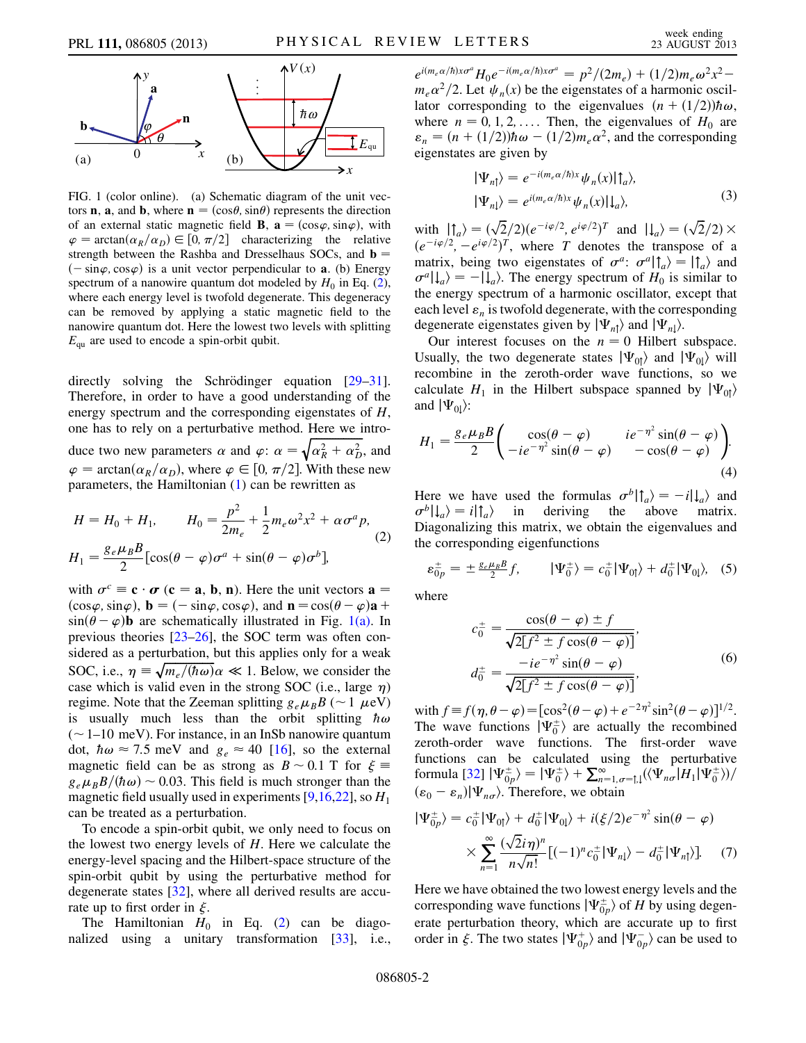FIG. 1 (color online). (a) Schematic diagram of the unit vectors $\mathbf{n}$, $\mathbf{a}$, and $\mathbf{b}$, where $\mathbf{n} = (\cos\theta, \sin\theta)$ represents the direction of an external static magnetic field $\mathbf{B}$, $\mathbf{a} = (\cos\varphi, \sin\varphi)$, with $\varphi = \arctan(\alpha_R/\alpha_D) \in [0, \pi/2]$ characterizing the relative strength between the Rashba and Dresselhaus SOCs, and $\mathbf{b} = (-\sin\varphi, \cos\varphi)$ is a unit vector perpendicular to $\mathbf{a}$. (b) Energy spectrum of a nanowire quantum dot modeled by $H_0$ in Eq. (2), where each energy level is twofold degenerate. This degeneracy can be removed by applying a static magnetic field to the nanowire quantum dot. Here the lowest two levels with splitting $E_{\rm qu}$ are used to encode a spin-orbit qubit.

directly solving the Schrödinger equation [29–31]. Therefore, in order to have a good understanding of the energy spectrum and the corresponding eigenstates of $H$, one has to rely on a perturbative method. Here we introduce two new parameters $\alpha$ and $\varphi$: $\alpha = \sqrt{\alpha_R^2 + \alpha_D^2}$, and $\varphi = \arctan(\alpha_R/\alpha_D)$, where $\varphi \in [0, \pi/2]$. With these new parameters, the Hamiltonian (1) can be rewritten as

$$H = H_0 + H_1, \qquad H_0 = \frac{p^2}{2m_e} + \frac{1}{2}m_e\omega^2x^2 + \alpha\sigma^a p,$$
$$H_1 = \frac{g_e\mu_B B}{2}[\cos(\theta - \varphi)\sigma^a + \sin(\theta - \varphi)\sigma^b], \tag{2}$$

with $\sigma^c \equiv \mathbf{c}\cdot\boldsymbol{\sigma}$ ($\mathbf{c} = \mathbf{a}, \mathbf{b}, \mathbf{n}$). Here the unit vectors $\mathbf{a} = (\cos\varphi, \sin\varphi)$, $\mathbf{b} = (-\sin\varphi, \cos\varphi)$, and $\mathbf{n} = \cos(\theta - \varphi)\mathbf{a} + \sin(\theta - \varphi)\mathbf{b}$ are schematically illustrated in Fig. 1(a). In previous theories [23–26], the SOC term was often considered as a perturbation, but this applies only for a weak SOC, i.e., $\eta \equiv \sqrt{m_e/(\hbar\omega)}\alpha \ll 1$. Below, we consider the case which is valid even in the strong SOC (i.e., large $\eta$) regime. Note that the Zeeman splitting $g_e\mu_B B$ ($\sim 1$ $\mu$eV) is usually much less than the orbit splitting $\hbar\omega$ ($\sim 1$–10 meV). For instance, in an InSb nanowire quantum dot, $\hbar\omega \approx 7.5$ meV and $g_e \approx 40$ [16], so the external magnetic field can be as strong as $B \sim 0.1$ T for $\xi \equiv g_e\mu_B B/(\hbar\omega) \sim 0.03$. This field is much stronger than the magnetic field usually used in experiments [9,16,22], so $H_1$ can be treated as a perturbation.

To encode a spin-orbit qubit, we only need to focus on the lowest two energy levels of $H$. Here we calculate the energy-level spacing and the Hilbert-space structure of the spin-orbit qubit by using the perturbative method for degenerate states [32], where all derived results are accurate up to first order in $\xi$.

The Hamiltonian $H_0$ in Eq. (2) can be diagonalized using a unitary transformation [33], i.e., $e^{i(m_e\alpha/\hbar)x\sigma^a}H_0 e^{-i(m_e\alpha/\hbar)x\sigma^a} = p^2/(2m_e) + (1/2)m_e\omega^2x^2 - m_e\alpha^2/2$. Let $\psi_n(x)$ be the eigenstates of a harmonic oscillator corresponding to the eigenvalues $(n + (1/2))\hbar\omega$, where $n = 0, 1, 2, \ldots$. Then, the eigenvalues of $H_0$ are $\varepsilon_n = (n + (1/2))\hbar\omega - (1/2)m_e\alpha^2$, and the corresponding eigenstates are given by

$$|\Psi_{n\Uparrow}\rangle = e^{-i(m_e\alpha/\hbar)x}\psi_n(x)|\Uparrow_a\rangle,$$
$$|\Psi_{n\Downarrow}\rangle = e^{i(m_e\alpha/\hbar)x}\psi_n(x)|\Downarrow_a\rangle, \tag{3}$$

with $|\Uparrow_a\rangle = (\sqrt{2}/2)(e^{-i\varphi/2}, e^{i\varphi/2})^T$ and $|\Downarrow_a\rangle = (\sqrt{2}/2)\times(e^{-i\varphi/2}, -e^{i\varphi/2})^T$, where $T$ denotes the transpose of a matrix, being two eigenstates of $\sigma^a$: $\sigma^a|\Uparrow_a\rangle = |\Uparrow_a\rangle$ and $\sigma^a|\Downarrow_a\rangle = -|\Downarrow_a\rangle$. The energy spectrum of $H_0$ is similar to the energy spectrum of a harmonic oscillator, except that each level $\varepsilon_n$ is twofold degenerate, with the corresponding degenerate eigenstates given by $|\Psi_{n\Uparrow}\rangle$ and $|\Psi_{n\Downarrow}\rangle$.

Our interest focuses on the $n = 0$ Hilbert subspace. Usually, the two degenerate states $|\Psi_{0\Uparrow}\rangle$ and $|\Psi_{0\Downarrow}\rangle$ will recombine in the zeroth-order wave functions, so we calculate $H_1$ in the Hilbert subspace spanned by $|\Psi_{0\Uparrow}\rangle$ and $|\Psi_{0\Downarrow}\rangle$:

$$H_1 = \frac{g_e\mu_B B}{2}\begin{pmatrix} \cos(\theta - \varphi) & ie^{-\eta^2}\sin(\theta - \varphi) \\ -ie^{-\eta^2}\sin(\theta - \varphi) & -\cos(\theta - \varphi)\end{pmatrix}. \tag{4}$$

Here we have used the formulas $\sigma^b|\Uparrow_a\rangle = -i|\Downarrow_a\rangle$ and $\sigma^b|\Downarrow_a\rangle = i|\Uparrow_a\rangle$ in deriving the above matrix. Diagonalizing this matrix, we obtain the eigenvalues and the corresponding eigenfunctions

$$\varepsilon_{0p}^{\pm} = \pm\tfrac{g_e\mu_B B}{2}f, \qquad |\Psi_0^{\pm}\rangle = c_0^{\pm}|\Psi_{0\Uparrow}\rangle + d_0^{\pm}|\Psi_{0\Downarrow}\rangle, \tag{5}$$

where

$$c_0^{\pm} = \frac{\cos(\theta - \varphi) \pm f}{\sqrt{2[f^2 \pm f\cos(\theta - \varphi)]}},$$
$$d_0^{\pm} = \frac{-ie^{-\eta^2}\sin(\theta - \varphi)}{\sqrt{2[f^2 \pm f\cos(\theta - \varphi)]}}, \tag{6}$$

with $f \equiv f(\eta, \theta - \varphi) = [\cos^2(\theta - \varphi) + e^{-2\eta^2}\sin^2(\theta - \varphi)]^{1/2}$. The wave functions $|\Psi_0^{\pm}\rangle$ are actually the recombined zeroth-order wave functions. The first-order wave functions can be calculated using the perturbative formula [32] $|\Psi_{0p}^{\pm}\rangle = |\Psi_0^{\pm}\rangle + \sum_{n=1,\sigma=\Uparrow,\Downarrow}^{\infty}(\langle\Psi_{n\sigma}|H_1|\Psi_0^{\pm}\rangle)/(\varepsilon_0 - \varepsilon_n)|\Psi_{n\sigma}\rangle$. Therefore, we obtain

$$|\Psi_{0p}^{\pm}\rangle = c_0^{\pm}|\Psi_{0\Uparrow}\rangle + d_0^{\pm}|\Psi_{0\Downarrow}\rangle + i(\xi/2)e^{-\eta^2}\sin(\theta - \varphi)$$
$$\times\sum_{n=1}^{\infty}\frac{(\sqrt{2}i\eta)^n}{n\sqrt{n!}}[(-1)^n c_0^{\pm}|\Psi_{n\Downarrow}\rangle - d_0^{\pm}|\Psi_{n\Uparrow}\rangle]. \tag{7}$$

Here we have obtained the two lowest energy levels and the corresponding wave functions $|\Psi_{0p}^{\pm}\rangle$ of $H$ by using degenerate perturbation theory, which are accurate up to first order in $\xi$. The two states $|\Psi_{0p}^{+}\rangle$ and $|\Psi_{0p}^{-}\rangle$ can be used to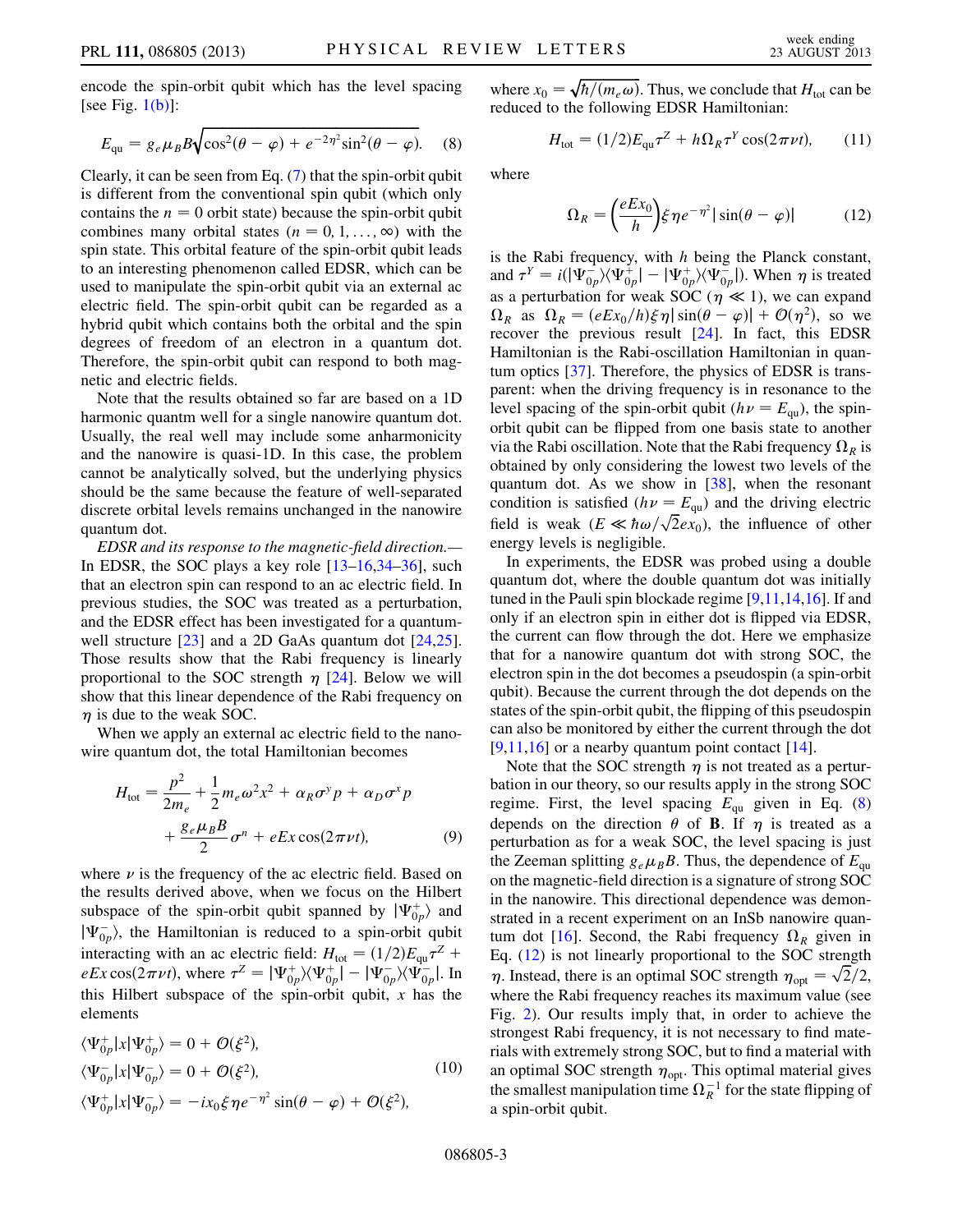encode the spin-orbit qubit which has the level spacing [see Fig. 1(b)]:

$$E_{\rm qu} = g_e\mu_B B\sqrt{\cos^2(\theta-\varphi)+e^{-2\eta^2}\sin^2(\theta-\varphi)}. \quad (8)$$

Clearly, it can be seen from Eq. (7) that the spin-orbit qubit is different from the conventional spin qubit (which only contains the $n=0$ orbit state) because the spin-orbit qubit combines many orbital states ($n=0,1,\ldots,\infty$) with the spin state. This orbital feature of the spin-orbit qubit leads to an interesting phenomenon called EDSR, which can be used to manipulate the spin-orbit qubit via an external ac electric field. The spin-orbit qubit can be regarded as a hybrid qubit which contains both the orbital and the spin degrees of freedom of an electron in a quantum dot. Therefore, the spin-orbit qubit can respond to both magnetic and electric fields.

Note that the results obtained so far are based on a 1D harmonic quantm well for a single nanowire quantum dot. Usually, the real well may include some anharmonicity and the nanowire is quasi-1D. In this case, the problem cannot be analytically solved, but the underlying physics should be the same because the feature of well-separated discrete orbital levels remains unchanged in the nanowire quantum dot.

*EDSR and its response to the magnetic-field direction.*— In EDSR, the SOC plays a key role [13–16,34–36], such that an electron spin can respond to an ac electric field. In previous studies, the SOC was treated as a perturbation, and the EDSR effect has been investigated for a quantum-well structure [23] and a 2D GaAs quantum dot [24,25]. Those results show that the Rabi frequency is linearly proportional to the SOC strength $\eta$ [24]. Below we will show that this linear dependence of the Rabi frequency on $\eta$ is due to the weak SOC.

When we apply an external ac electric field to the nanowire quantum dot, the total Hamiltonian becomes

$$H_{\rm tot} = \frac{p^2}{2m_e}+\frac{1}{2}m_e\omega^2x^2+\alpha_R\sigma^y p+\alpha_D\sigma^x p + \frac{g_e\mu_B B}{2}\sigma^n + eEx\cos(2\pi\nu t), \quad (9)$$

where $\nu$ is the frequency of the ac electric field. Based on the results derived above, when we focus on the Hilbert subspace of the spin-orbit qubit spanned by $|\Psi_{0p}^+\rangle$ and $|\Psi_{0p}^-\rangle$, the Hamiltonian is reduced to a spin-orbit qubit interacting with an ac electric field: $H_{\rm tot}=(1/2)E_{\rm qu}\tau^Z + eEx\cos(2\pi\nu t)$, where $\tau^Z=|\Psi_{0p}^+\rangle\langle\Psi_{0p}^+|-|\Psi_{0p}^-\rangle\langle\Psi_{0p}^-|$. In this Hilbert subspace of the spin-orbit qubit, $x$ has the elements

$$\begin{aligned}
\langle\Psi_{0p}^+|x|\Psi_{0p}^+\rangle &= 0+\mathcal{O}(\xi^2),\\
\langle\Psi_{0p}^-|x|\Psi_{0p}^-\rangle &= 0+\mathcal{O}(\xi^2),\\
\langle\Psi_{0p}^+|x|\Psi_{0p}^-\rangle &= -ix_0\xi\eta e^{-\eta^2}\sin(\theta-\varphi)+\mathcal{O}(\xi^2),
\end{aligned} \quad (10)$$

where $x_0=\sqrt{\hbar/(m_e\omega)}$. Thus, we conclude that $H_{\rm tot}$ can be reduced to the following EDSR Hamiltonian:

$$H_{\rm tot} = (1/2)E_{\rm qu}\tau^Z + h\Omega_R\tau^Y\cos(2\pi\nu t), \quad (11)$$

where

$$\Omega_R = \left(\frac{eEx_0}{h}\right)\xi\eta e^{-\eta^2}|\sin(\theta-\varphi)| \quad (12)$$

is the Rabi frequency, with $h$ being the Planck constant, and $\tau^Y=i(|\Psi_{0p}^-\rangle\langle\Psi_{0p}^+|-|\Psi_{0p}^+\rangle\langle\Psi_{0p}^-|)$. When $\eta$ is treated as a perturbation for weak SOC ($\eta\ll1$), we can expand $\Omega_R$ as $\Omega_R=(eEx_0/h)\xi\eta|\sin(\theta-\varphi)|+\mathcal{O}(\eta^2)$, so we recover the previous result [24]. In fact, this EDSR Hamiltonian is the Rabi-oscillation Hamiltonian in quantum optics [37]. Therefore, the physics of EDSR is transparent: when the driving frequency is in resonance to the level spacing of the spin-orbit qubit ($h\nu=E_{\rm qu}$), the spin-orbit qubit can be flipped from one basis state to another via the Rabi oscillation. Note that the Rabi frequency $\Omega_R$ is obtained by only considering the lowest two levels of the quantum dot. As we show in [38], when the resonant condition is satisfied ($h\nu=E_{\rm qu}$) and the driving electric field is weak ($E\ll\hbar\omega/\sqrt{2}ex_0$), the influence of other energy levels is negligible.

In experiments, the EDSR was probed using a double quantum dot, where the double quantum dot was initially tuned in the Pauli spin blockade regime [9,11,14,16]. If and only if an electron spin in either dot is flipped via EDSR, the current can flow through the dot. Here we emphasize that for a nanowire quantum dot with strong SOC, the electron spin in the dot becomes a pseudospin (a spin-orbit qubit). Because the current through the dot depends on the states of the spin-orbit qubit, the flipping of this pseudospin can also be monitored by either the current through the dot [9,11,16] or a nearby quantum point contact [14].

Note that the SOC strength $\eta$ is not treated as a perturbation in our theory, so our results apply in the strong SOC regime. First, the level spacing $E_{\rm qu}$ given in Eq. (8) depends on the direction $\theta$ of $\mathbf{B}$. If $\eta$ is treated as a perturbation as for a weak SOC, the level spacing is just the Zeeman splitting $g_e\mu_B B$. Thus, the dependence of $E_{\rm qu}$ on the magnetic-field direction is a signature of strong SOC in the nanowire. This directional dependence was demonstrated in a recent experiment on an InSb nanowire quantum dot [16]. Second, the Rabi frequency $\Omega_R$ given in Eq. (12) is not linearly proportional to the SOC strength $\eta$. Instead, there is an optimal SOC strength $\eta_{\rm opt}=\sqrt{2}/2$, where the Rabi frequency reaches its maximum value (see Fig. 2). Our results imply that, in order to achieve the strongest Rabi frequency, it is not necessary to find materials with extremely strong SOC, but to find a material with an optimal SOC strength $\eta_{\rm opt}$. This optimal material gives the smallest manipulation time $\Omega_R^{-1}$ for the state flipping of a spin-orbit qubit.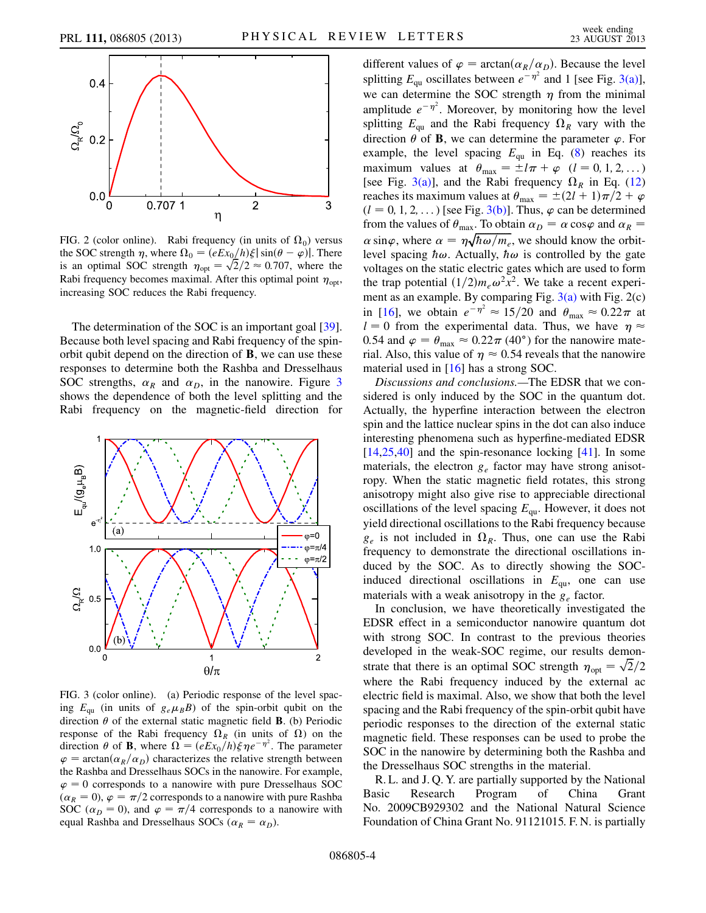FIG. 2 (color online). Rabi frequency (in units of $\Omega_0$) versus the SOC strength $\eta$, where $\Omega_0 = (eEx_0/h)\xi|\sin(\theta - \varphi)|$. There is an optimal SOC strength $\eta_{\rm opt} = \sqrt{2}/2 \approx 0.707$, where the Rabi frequency becomes maximal. After this optimal point $\eta_{\rm opt}$, increasing SOC reduces the Rabi frequency.

The determination of the SOC is an important goal [39]. Because both level spacing and Rabi frequency of the spin-orbit qubit depend on the direction of **B**, we can use these responses to determine both the Rashba and Dresselhaus SOC strengths, $\alpha_R$ and $\alpha_D$, in the nanowire. Figure 3 shows the dependence of both the level splitting and the Rabi frequency on the magnetic-field direction for different values of $\varphi = \arctan(\alpha_R/\alpha_D)$. Because the level splitting $E_{\rm qu}$ oscillates between $e^{-\eta^2}$ and 1 [see Fig. 3(a)], we can determine the SOC strength $\eta$ from the minimal amplitude $e^{-\eta^2}$. Moreover, by monitoring how the level splitting $E_{\rm qu}$ and the Rabi frequency $\Omega_R$ vary with the direction $\theta$ of **B**, we can determine the parameter $\varphi$. For example, the level spacing $E_{\rm qu}$ in Eq. (8) reaches its maximum values at $\theta_{\rm max} = \pm l\pi + \varphi$ $(l = 0, 1, 2, \ldots)$ [see Fig. 3(a)], and the Rabi frequency $\Omega_R$ in Eq. (12) reaches its maximum values at $\theta_{\rm max} = \pm(2l+1)\pi/2 + \varphi$ $(l = 0, 1, 2, \ldots)$ [see Fig. 3(b)]. Thus, $\varphi$ can be determined from the values of $\theta_{\rm max}$. To obtain $\alpha_D = \alpha\cos\varphi$ and $\alpha_R = \alpha\sin\varphi$, where $\alpha = \eta\sqrt{\hbar\omega/m_e}$, we should know the orbit-level spacing $\hbar\omega$. Actually, $\hbar\omega$ is controlled by the gate voltages on the static electric gates which are used to form the trap potential $(1/2)m_e\omega^2x^2$. We take a recent experiment as an example. By comparing Fig. 3(a) with Fig. 2(c) in [16], we obtain $e^{-\eta^2} \approx 15/20$ and $\theta_{\rm max} \approx 0.22\pi$ at $l = 0$ from the experimental data. Thus, we have $\eta \approx 0.54$ and $\varphi = \theta_{\rm max} \approx 0.22\pi$ (40°) for the nanowire material. Also, this value of $\eta \approx 0.54$ reveals that the nanowire material used in [16] has a strong SOC.

FIG. 3 (color online). (a) Periodic response of the level spacing $E_{\rm qu}$ (in units of $g_e\mu_B B$) of the spin-orbit qubit on the direction $\theta$ of the external static magnetic field **B**. (b) Periodic response of the Rabi frequency $\Omega_R$ (in units of $\Omega$) on the direction $\theta$ of **B**, where $\Omega = (eEx_0/h)\xi\eta e^{-\eta^2}$. The parameter $\varphi = \arctan(\alpha_R/\alpha_D)$ characterizes the relative strength between the Rashba and Dresselhaus SOCs in the nanowire. For example, $\varphi = 0$ corresponds to a nanowire with pure Dresselhaus SOC $(\alpha_R = 0)$, $\varphi = \pi/2$ corresponds to a nanowire with pure Rashba SOC $(\alpha_D = 0)$, and $\varphi = \pi/4$ corresponds to a nanowire with equal Rashba and Dresselhaus SOCs $(\alpha_R = \alpha_D)$.

*Discussions and conclusions.*—The EDSR that we considered is only induced by the SOC in the quantum dot. Actually, the hyperfine interaction between the electron spin and the lattice nuclear spins in the dot can also induce interesting phenomena such as hyperfine-mediated EDSR [14,25,40] and the spin-resonance locking [41]. In some materials, the electron $g_e$ factor may have strong anisotropy. When the static magnetic field rotates, this strong anisotropy might also give rise to appreciable directional oscillations of the level spacing $E_{\rm qu}$. However, it does not yield directional oscillations to the Rabi frequency because $g_e$ is not included in $\Omega_R$. Thus, one can use the Rabi frequency to demonstrate the directional oscillations induced by the SOC. As to directly showing the SOC-induced directional oscillations in $E_{\rm qu}$, one can use materials with a weak anisotropy in the $g_e$ factor.

In conclusion, we have theoretically investigated the EDSR effect in a semiconductor nanowire quantum dot with strong SOC. In contrast to the previous theories developed in the weak-SOC regime, our results demonstrate that there is an optimal SOC strength $\eta_{\rm opt} = \sqrt{2}/2$ where the Rabi frequency induced by the external ac electric field is maximal. Also, we show that both the level spacing and the Rabi frequency of the spin-orbit qubit have periodic responses to the direction of the external static magnetic field. These responses can be used to probe the SOC in the nanowire by determining both the Rashba and the Dresselhaus SOC strengths in the material.

R. L. and J. Q. Y. are partially supported by the National Basic Research Program of China Grant No. 2009CB929302 and the National Natural Science Foundation of China Grant No. 91121015. F. N. is partially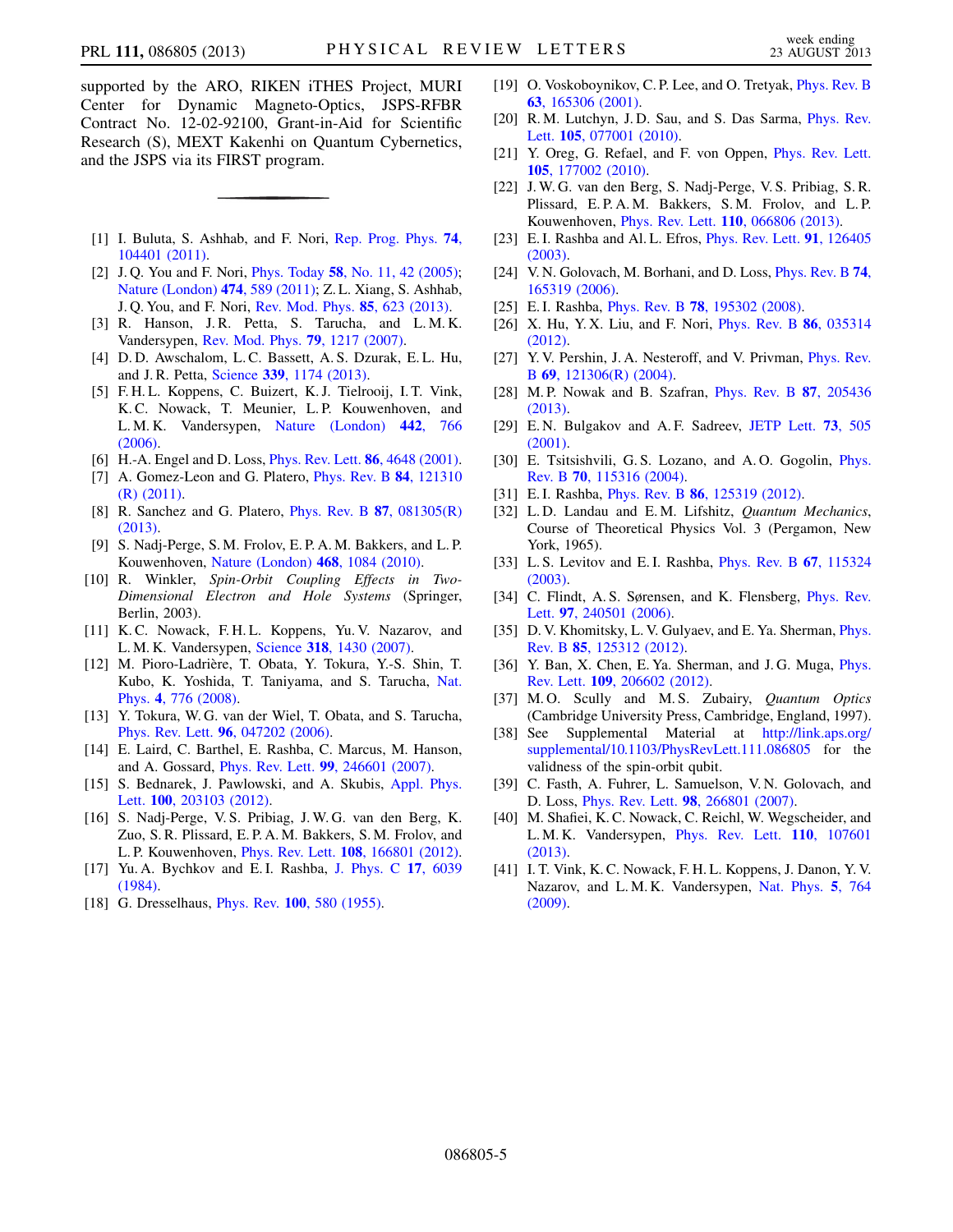supported by the ARO, RIKEN iTHES Project, MURI Center for Dynamic Magneto-Optics, JSPS-RFBR Contract No. 12-02-92100, Grant-in-Aid for Scientific Research (S), MEXT Kakenhi on Quantum Cybernetics, and the JSPS via its FIRST program.

---

[1] I. Buluta, S. Ashhab, and F. Nori, Rep. Prog. Phys. **74**, 104401 (2011).

[2] J. Q. You and F. Nori, Phys. Today **58**, No. 11, 42 (2005); Nature (London) **474**, 589 (2011); Z. L. Xiang, S. Ashhab, J. Q. You, and F. Nori, Rev. Mod. Phys. **85**, 623 (2013).

[3] R. Hanson, J. R. Petta, S. Tarucha, and L. M. K. Vandersypen, Rev. Mod. Phys. **79**, 1217 (2007).

[4] D. D. Awschalom, L. C. Bassett, A. S. Dzurak, E. L. Hu, and J. R. Petta, Science **339**, 1174 (2013).

[5] F. H. L. Koppens, C. Buizert, K. J. Tielrooij, I. T. Vink, K. C. Nowack, T. Meunier, L. P. Kouwenhoven, and L. M. K. Vandersypen, Nature (London) **442**, 766 (2006).

[6] H.-A. Engel and D. Loss, Phys. Rev. Lett. **86**, 4648 (2001).

[7] A. Gomez-Leon and G. Platero, Phys. Rev. B **84**, 121310 (R) (2011).

[8] R. Sanchez and G. Platero, Phys. Rev. B **87**, 081305(R) (2013).

[9] S. Nadj-Perge, S. M. Frolov, E. P. A. M. Bakkers, and L. P. Kouwenhoven, Nature (London) **468**, 1084 (2010).

[10] R. Winkler, *Spin-Orbit Coupling Effects in Two-Dimensional Electron and Hole Systems* (Springer, Berlin, 2003).

[11] K. C. Nowack, F. H. L. Koppens, Yu. V. Nazarov, and L. M. K. Vandersypen, Science **318**, 1430 (2007).

[12] M. Pioro-Ladrière, T. Obata, Y. Tokura, Y.-S. Shin, T. Kubo, K. Yoshida, T. Taniyama, and S. Tarucha, Nat. Phys. **4**, 776 (2008).

[13] Y. Tokura, W. G. van der Wiel, T. Obata, and S. Tarucha, Phys. Rev. Lett. **96**, 047202 (2006).

[14] E. Laird, C. Barthel, E. Rashba, C. Marcus, M. Hanson, and A. Gossard, Phys. Rev. Lett. **99**, 246601 (2007).

[15] S. Bednarek, J. Pawlowski, and A. Skubis, Appl. Phys. Lett. **100**, 203103 (2012).

[16] S. Nadj-Perge, V. S. Pribiag, J. W. G. van den Berg, K. Zuo, S. R. Plissard, E. P. A. M. Bakkers, S. M. Frolov, and L. P. Kouwenhoven, Phys. Rev. Lett. **108**, 166801 (2012).

[17] Yu. A. Bychkov and E. I. Rashba, J. Phys. C **17**, 6039 (1984).

[18] G. Dresselhaus, Phys. Rev. **100**, 580 (1955).

[19] O. Voskoboynikov, C. P. Lee, and O. Tretyak, Phys. Rev. B **63**, 165306 (2001).

[20] R. M. Lutchyn, J. D. Sau, and S. Das Sarma, Phys. Rev. Lett. **105**, 077001 (2010).

[21] Y. Oreg, G. Refael, and F. von Oppen, Phys. Rev. Lett. **105**, 177002 (2010).

[22] J. W. G. van den Berg, S. Nadj-Perge, V. S. Pribiag, S. R. Plissard, E. P. A. M. Bakkers, S. M. Frolov, and L. P. Kouwenhoven, Phys. Rev. Lett. **110**, 066806 (2013).

[23] E. I. Rashba and Al. L. Efros, Phys. Rev. Lett. **91**, 126405 (2003).

[24] V. N. Golovach, M. Borhani, and D. Loss, Phys. Rev. B **74**, 165319 (2006).

[25] E. I. Rashba, Phys. Rev. B **78**, 195302 (2008).

[26] X. Hu, Y. X. Liu, and F. Nori, Phys. Rev. B **86**, 035314 (2012).

[27] Y. V. Pershin, J. A. Nesteroff, and V. Privman, Phys. Rev. B **69**, 121306(R) (2004).

[28] M. P. Nowak and B. Szafran, Phys. Rev. B **87**, 205436 (2013).

[29] E. N. Bulgakov and A. F. Sadreev, JETP Lett. **73**, 505 (2001).

[30] E. Tsitsishvili, G. S. Lozano, and A. O. Gogolin, Phys. Rev. B **70**, 115316 (2004).

[31] E. I. Rashba, Phys. Rev. B **86**, 125319 (2012).

[32] L. D. Landau and E. M. Lifshitz, *Quantum Mechanics*, Course of Theoretical Physics Vol. 3 (Pergamon, New York, 1965).

[33] L. S. Levitov and E. I. Rashba, Phys. Rev. B **67**, 115324 (2003).

[34] C. Flindt, A. S. Sørensen, and K. Flensberg, Phys. Rev. Lett. **97**, 240501 (2006).

[35] D. V. Khomitsky, L. V. Gulyaev, and E. Ya. Sherman, Phys. Rev. B **85**, 125312 (2012).

[36] Y. Ban, X. Chen, E. Ya. Sherman, and J. G. Muga, Phys. Rev. Lett. **109**, 206602 (2012).

[37] M. O. Scully and M. S. Zubairy, *Quantum Optics* (Cambridge University Press, Cambridge, England, 1997).

[38] See Supplemental Material at http://link.aps.org/supplemental/10.1103/PhysRevLett.111.086805 for the validness of the spin-orbit qubit.

[39] C. Fasth, A. Fuhrer, L. Samuelson, V. N. Golovach, and D. Loss, Phys. Rev. Lett. **98**, 266801 (2007).

[40] M. Shafiei, K. C. Nowack, C. Reichl, W. Wegscheider, and L. M. K. Vandersypen, Phys. Rev. Lett. **110**, 107601 (2013).

[41] I. T. Vink, K. C. Nowack, F. H. L. Koppens, J. Danon, Y. V. Nazarov, and L. M. K. Vandersypen, Nat. Phys. **5**, 764 (2009).